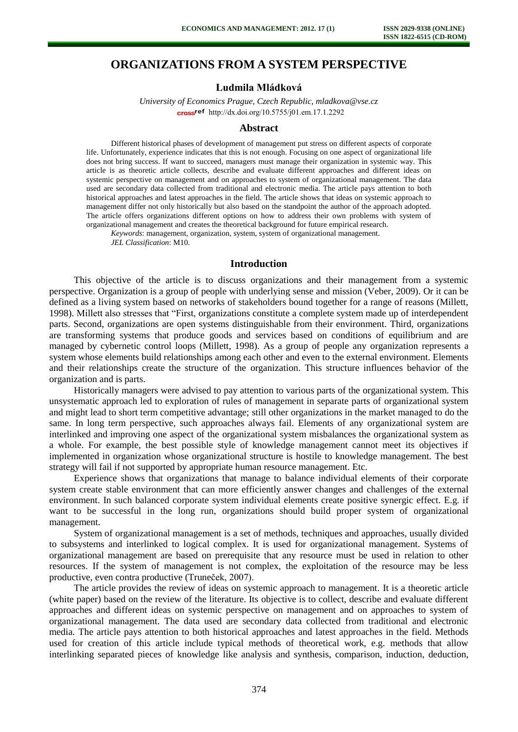# ORGANIZATIONS FROM A SYSTEM PERSPECTIVE

**Ludmila Mládková**

*University of Economics Prague, Czech Republic, mladkova@vse.cz*
http://dx.doi.org/10.5755/j01.em.17.1.2292

## Abstract

Different historical phases of development of management put stress on different aspects of corporate life. Unfortunately, experience indicates that this is not enough. Focusing on one aspect of organizational life does not bring success. If want to succeed, managers must manage their organization in systemic way. This article is as theoretic article collects, describe and evaluate different approaches and different ideas on systemic perspective on management and on approaches to system of organizational management. The data used are secondary data collected from traditional and electronic media. The article pays attention to both historical approaches and latest approaches in the field. The article shows that ideas on systemic approach to management differ not only historically but also based on the standpoint the author of the approach adopted. The article offers organizations different options on how to address their own problems with system of organizational management and creates the theoretical background for future empirical research.

*Keywords*: management, organization, system, system of organizational management.

*JEL Classification*: M10.

## Introduction

This objective of the article is to discuss organizations and their management from a systemic perspective. Organization is a group of people with underlying sense and mission (Veber, 2009). Or it can be defined as a living system based on networks of stakeholders bound together for a range of reasons (Millett, 1998). Millett also stresses that "First, organizations constitute a complete system made up of interdependent parts. Second, organizations are open systems distinguishable from their environment. Third, organizations are transforming systems that produce goods and services based on conditions of equilibrium and are managed by cybernetic control loops (Millett, 1998). As a group of people any organization represents a system whose elements build relationships among each other and even to the external environment. Elements and their relationships create the structure of the organization. This structure influences behavior of the organization and is parts.

Historically managers were advised to pay attention to various parts of the organizational system. This unsystematic approach led to exploration of rules of management in separate parts of organizational system and might lead to short term competitive advantage; still other organizations in the market managed to do the same. In long term perspective, such approaches always fail. Elements of any organizational system are interlinked and improving one aspect of the organizational system misbalances the organizational system as a whole. For example, the best possible style of knowledge management cannot meet its objectives if implemented in organization whose organizational structure is hostile to knowledge management. The best strategy will fail if not supported by appropriate human resource management. Etc.

Experience shows that organizations that manage to balance individual elements of their corporate system create stable environment that can more efficiently answer changes and challenges of the external environment. In such balanced corporate system individual elements create positive synergic effect. E.g. if want to be successful in the long run, organizations should build proper system of organizational management.

System of organizational management is a set of methods, techniques and approaches, usually divided to subsystems and interlinked to logical complex. It is used for organizational management. Systems of organizational management are based on prerequisite that any resource must be used in relation to other resources. If the system of management is not complex, the exploitation of the resource may be less productive, even contra productive (Truneček, 2007).

The article provides the review of ideas on systemic approach to management. It is a theoretic article (white paper) based on the review of the literature. Its objective is to collect, describe and evaluate different approaches and different ideas on systemic perspective on management and on approaches to system of organizational management. The data used are secondary data collected from traditional and electronic media. The article pays attention to both historical approaches and latest approaches in the field. Methods used for creation of this article include typical methods of theoretical work, e.g. methods that allow interlinking separated pieces of knowledge like analysis and synthesis, comparison, induction, deduction,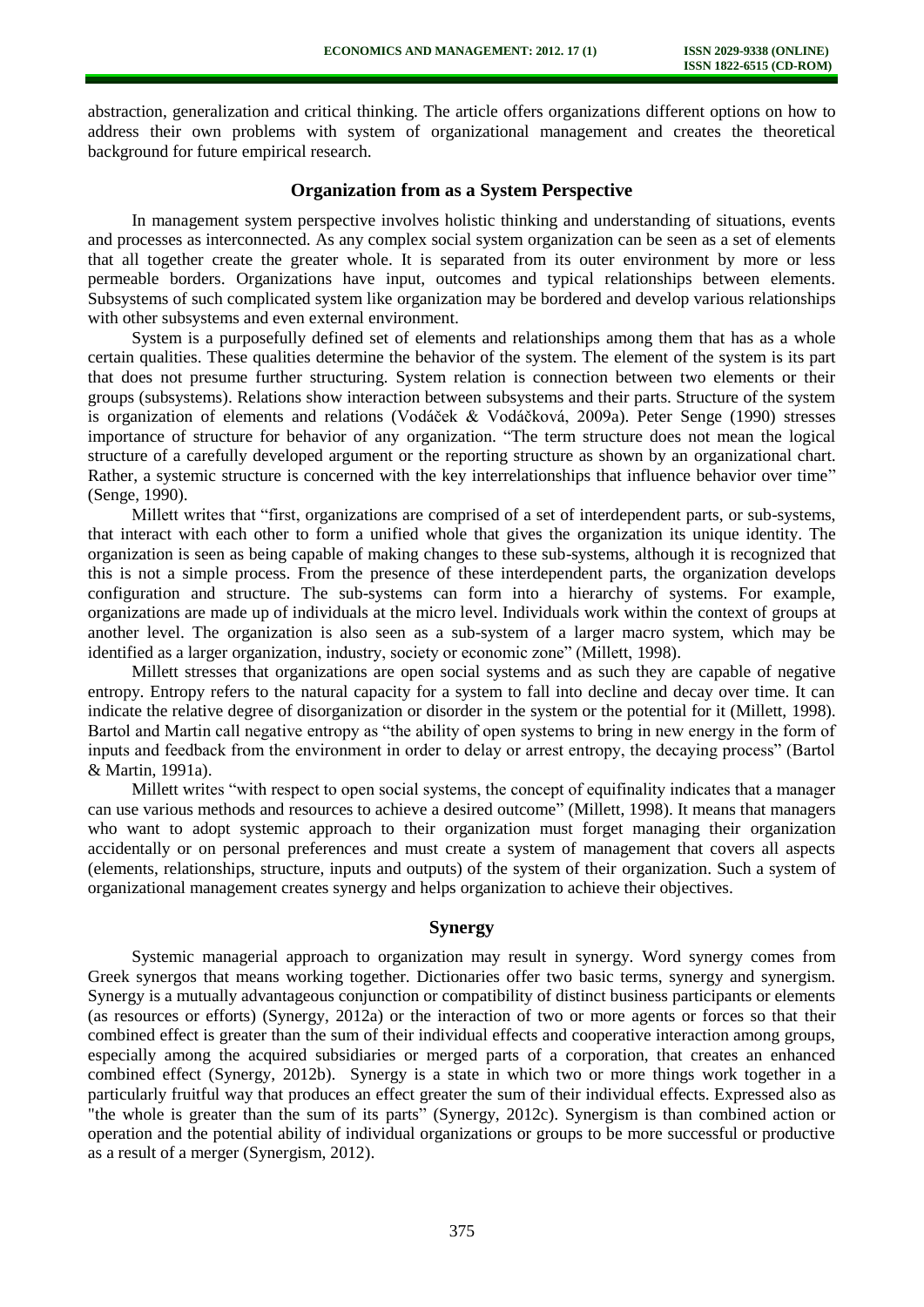abstraction, generalization and critical thinking. The article offers organizations different options on how to address their own problems with system of organizational management and creates the theoretical background for future empirical research.

## Organization from as a System Perspective

In management system perspective involves holistic thinking and understanding of situations, events and processes as interconnected. As any complex social system organization can be seen as a set of elements that all together create the greater whole. It is separated from its outer environment by more or less permeable borders. Organizations have input, outcomes and typical relationships between elements. Subsystems of such complicated system like organization may be bordered and develop various relationships with other subsystems and even external environment.

System is a purposefully defined set of elements and relationships among them that has as a whole certain qualities. These qualities determine the behavior of the system. The element of the system is its part that does not presume further structuring. System relation is connection between two elements or their groups (subsystems). Relations show interaction between subsystems and their parts. Structure of the system is organization of elements and relations (Vodáček & Vodáčková, 2009a). Peter Senge (1990) stresses importance of structure for behavior of any organization. "The term structure does not mean the logical structure of a carefully developed argument or the reporting structure as shown by an organizational chart. Rather, a systemic structure is concerned with the key interrelationships that influence behavior over time" (Senge, 1990).

Millett writes that "first, organizations are comprised of a set of interdependent parts, or sub-systems, that interact with each other to form a unified whole that gives the organization its unique identity. The organization is seen as being capable of making changes to these sub-systems, although it is recognized that this is not a simple process. From the presence of these interdependent parts, the organization develops configuration and structure. The sub-systems can form into a hierarchy of systems. For example, organizations are made up of individuals at the micro level. Individuals work within the context of groups at another level. The organization is also seen as a sub-system of a larger macro system, which may be identified as a larger organization, industry, society or economic zone" (Millett, 1998).

Millett stresses that organizations are open social systems and as such they are capable of negative entropy. Entropy refers to the natural capacity for a system to fall into decline and decay over time. It can indicate the relative degree of disorganization or disorder in the system or the potential for it (Millett, 1998). Bartol and Martin call negative entropy as "the ability of open systems to bring in new energy in the form of inputs and feedback from the environment in order to delay or arrest entropy, the decaying process" (Bartol & Martin, 1991a).

Millett writes "with respect to open social systems, the concept of equifinality indicates that a manager can use various methods and resources to achieve a desired outcome" (Millett, 1998). It means that managers who want to adopt systemic approach to their organization must forget managing their organization accidentally or on personal preferences and must create a system of management that covers all aspects (elements, relationships, structure, inputs and outputs) of the system of their organization. Such a system of organizational management creates synergy and helps organization to achieve their objectives.

## Synergy

Systemic managerial approach to organization may result in synergy. Word synergy comes from Greek synergos that means working together. Dictionaries offer two basic terms, synergy and synergism. Synergy is a mutually advantageous conjunction or compatibility of distinct business participants or elements (as resources or efforts) (Synergy, 2012a) or the interaction of two or more agents or forces so that their combined effect is greater than the sum of their individual effects and cooperative interaction among groups, especially among the acquired subsidiaries or merged parts of a corporation, that creates an enhanced combined effect (Synergy, 2012b). Synergy is a state in which two or more things work together in a particularly fruitful way that produces an effect greater the sum of their individual effects. Expressed also as "the whole is greater than the sum of its parts" (Synergy, 2012c). Synergism is than combined action or operation and the potential ability of individual organizations or groups to be more successful or productive as a result of a merger (Synergism, 2012).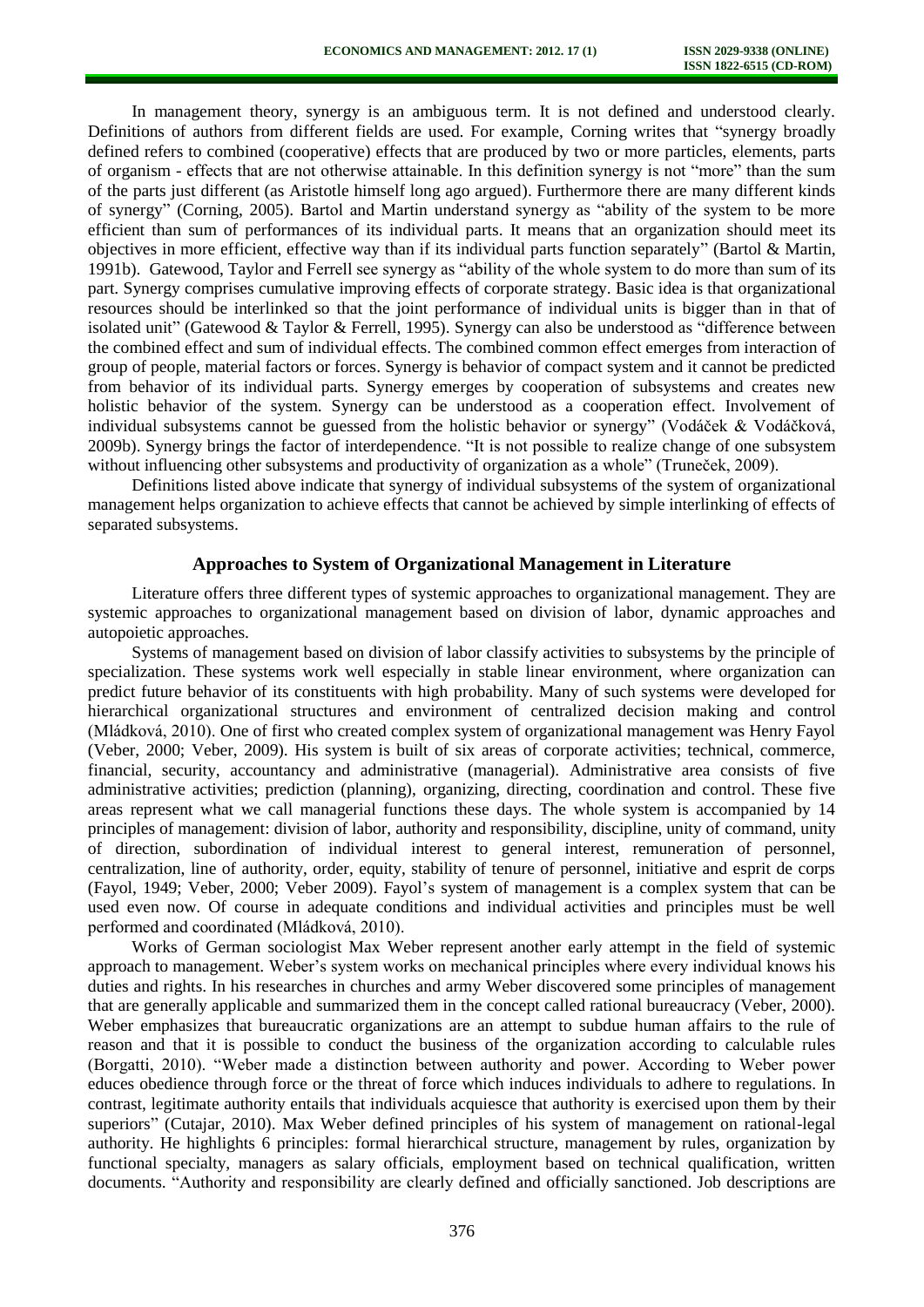In management theory, synergy is an ambiguous term. It is not defined and understood clearly. Definitions of authors from different fields are used. For example, Corning writes that "synergy broadly defined refers to combined (cooperative) effects that are produced by two or more particles, elements, parts of organism - effects that are not otherwise attainable. In this definition synergy is not "more" than the sum of the parts just different (as Aristotle himself long ago argued). Furthermore there are many different kinds of synergy" (Corning, 2005). Bartol and Martin understand synergy as "ability of the system to be more efficient than sum of performances of its individual parts. It means that an organization should meet its objectives in more efficient, effective way than if its individual parts function separately" (Bartol & Martin, 1991b). Gatewood, Taylor and Ferrell see synergy as "ability of the whole system to do more than sum of its part. Synergy comprises cumulative improving effects of corporate strategy. Basic idea is that organizational resources should be interlinked so that the joint performance of individual units is bigger than in that of isolated unit" (Gatewood & Taylor & Ferrell, 1995). Synergy can also be understood as "difference between the combined effect and sum of individual effects. The combined common effect emerges from interaction of group of people, material factors or forces. Synergy is behavior of compact system and it cannot be predicted from behavior of its individual parts. Synergy emerges by cooperation of subsystems and creates new holistic behavior of the system. Synergy can be understood as a cooperation effect. Involvement of individual subsystems cannot be guessed from the holistic behavior or synergy" (Vodáček & Vodáčková, 2009b). Synergy brings the factor of interdependence. "It is not possible to realize change of one subsystem without influencing other subsystems and productivity of organization as a whole" (Truneček, 2009).

Definitions listed above indicate that synergy of individual subsystems of the system of organizational management helps organization to achieve effects that cannot be achieved by simple interlinking of effects of separated subsystems.

## Approaches to System of Organizational Management in Literature

Literature offers three different types of systemic approaches to organizational management. They are systemic approaches to organizational management based on division of labor, dynamic approaches and autopoietic approaches.

Systems of management based on division of labor classify activities to subsystems by the principle of specialization. These systems work well especially in stable linear environment, where organization can predict future behavior of its constituents with high probability. Many of such systems were developed for hierarchical organizational structures and environment of centralized decision making and control (Mládková, 2010). One of first who created complex system of organizational management was Henry Fayol (Veber, 2000; Veber, 2009). His system is built of six areas of corporate activities; technical, commerce, financial, security, accountancy and administrative (managerial). Administrative area consists of five administrative activities; prediction (planning), organizing, directing, coordination and control. These five areas represent what we call managerial functions these days. The whole system is accompanied by 14 principles of management: division of labor, authority and responsibility, discipline, unity of command, unity of direction, subordination of individual interest to general interest, remuneration of personnel, centralization, line of authority, order, equity, stability of tenure of personnel, initiative and esprit de corps (Fayol, 1949; Veber, 2000; Veber 2009). Fayol's system of management is a complex system that can be used even now. Of course in adequate conditions and individual activities and principles must be well performed and coordinated (Mládková, 2010).

Works of German sociologist Max Weber represent another early attempt in the field of systemic approach to management. Weber's system works on mechanical principles where every individual knows his duties and rights. In his researches in churches and army Weber discovered some principles of management that are generally applicable and summarized them in the concept called rational bureaucracy (Veber, 2000). Weber emphasizes that bureaucratic organizations are an attempt to subdue human affairs to the rule of reason and that it is possible to conduct the business of the organization according to calculable rules (Borgatti, 2010). "Weber made a distinction between authority and power. According to Weber power educes obedience through force or the threat of force which induces individuals to adhere to regulations. In contrast, legitimate authority entails that individuals acquiesce that authority is exercised upon them by their superiors" (Cutajar, 2010). Max Weber defined principles of his system of management on rational-legal authority. He highlights 6 principles: formal hierarchical structure, management by rules, organization by functional specialty, managers as salary officials, employment based on technical qualification, written documents. "Authority and responsibility are clearly defined and officially sanctioned. Job descriptions are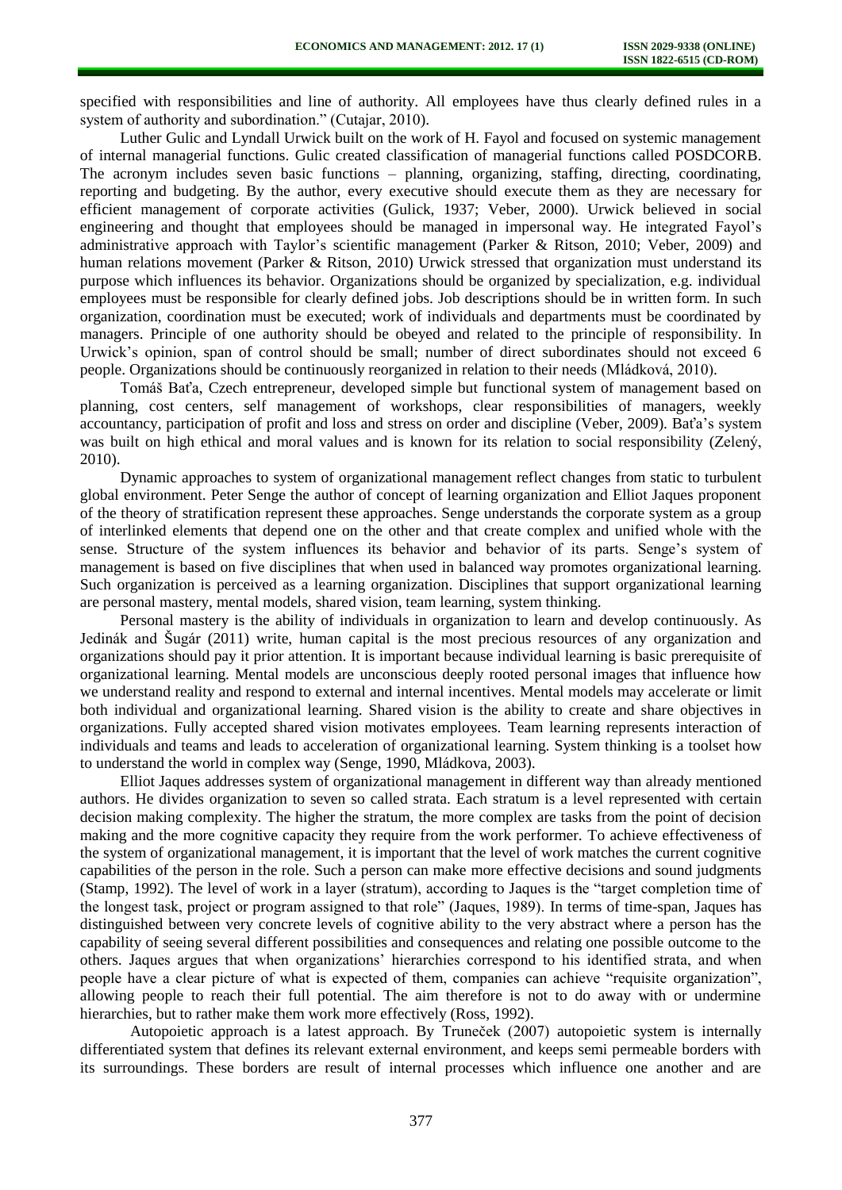specified with responsibilities and line of authority. All employees have thus clearly defined rules in a system of authority and subordination." (Cutajar, 2010).

Luther Gulic and Lyndall Urwick built on the work of H. Fayol and focused on systemic management of internal managerial functions. Gulic created classification of managerial functions called POSDCORB. The acronym includes seven basic functions – planning, organizing, staffing, directing, coordinating, reporting and budgeting. By the author, every executive should execute them as they are necessary for efficient management of corporate activities (Gulick, 1937; Veber, 2000). Urwick believed in social engineering and thought that employees should be managed in impersonal way. He integrated Fayol's administrative approach with Taylor's scientific management (Parker & Ritson, 2010; Veber, 2009) and human relations movement (Parker & Ritson, 2010) Urwick stressed that organization must understand its purpose which influences its behavior. Organizations should be organized by specialization, e.g. individual employees must be responsible for clearly defined jobs. Job descriptions should be in written form. In such organization, coordination must be executed; work of individuals and departments must be coordinated by managers. Principle of one authority should be obeyed and related to the principle of responsibility. In Urwick's opinion, span of control should be small; number of direct subordinates should not exceed 6 people. Organizations should be continuously reorganized in relation to their needs (Mládková, 2010).

Tomáš Baťa, Czech entrepreneur, developed simple but functional system of management based on planning, cost centers, self management of workshops, clear responsibilities of managers, weekly accountancy, participation of profit and loss and stress on order and discipline (Veber, 2009). Baťa's system was built on high ethical and moral values and is known for its relation to social responsibility (Zelený, 2010).

Dynamic approaches to system of organizational management reflect changes from static to turbulent global environment. Peter Senge the author of concept of learning organization and Elliot Jaques proponent of the theory of stratification represent these approaches. Senge understands the corporate system as a group of interlinked elements that depend one on the other and that create complex and unified whole with the sense. Structure of the system influences its behavior and behavior of its parts. Senge's system of management is based on five disciplines that when used in balanced way promotes organizational learning. Such organization is perceived as a learning organization. Disciplines that support organizational learning are personal mastery, mental models, shared vision, team learning, system thinking.

Personal mastery is the ability of individuals in organization to learn and develop continuously. As Jedinák and Šugár (2011) write, human capital is the most precious resources of any organization and organizations should pay it prior attention. It is important because individual learning is basic prerequisite of organizational learning. Mental models are unconscious deeply rooted personal images that influence how we understand reality and respond to external and internal incentives. Mental models may accelerate or limit both individual and organizational learning. Shared vision is the ability to create and share objectives in organizations. Fully accepted shared vision motivates employees. Team learning represents interaction of individuals and teams and leads to acceleration of organizational learning. System thinking is a toolset how to understand the world in complex way (Senge, 1990, Mládkova, 2003).

Elliot Jaques addresses system of organizational management in different way than already mentioned authors. He divides organization to seven so called strata. Each stratum is a level represented with certain decision making complexity. The higher the stratum, the more complex are tasks from the point of decision making and the more cognitive capacity they require from the work performer. To achieve effectiveness of the system of organizational management, it is important that the level of work matches the current cognitive capabilities of the person in the role. Such a person can make more effective decisions and sound judgments (Stamp, 1992). The level of work in a layer (stratum), according to Jaques is the "target completion time of the longest task, project or program assigned to that role" (Jaques, 1989). In terms of time-span, Jaques has distinguished between very concrete levels of cognitive ability to the very abstract where a person has the capability of seeing several different possibilities and consequences and relating one possible outcome to the others. Jaques argues that when organizations' hierarchies correspond to his identified strata, and when people have a clear picture of what is expected of them, companies can achieve "requisite organization", allowing people to reach their full potential. The aim therefore is not to do away with or undermine hierarchies, but to rather make them work more effectively (Ross, 1992).

Autopoietic approach is a latest approach. By Truneček (2007) autopoietic system is internally differentiated system that defines its relevant external environment, and keeps semi permeable borders with its surroundings. These borders are result of internal processes which influence one another and are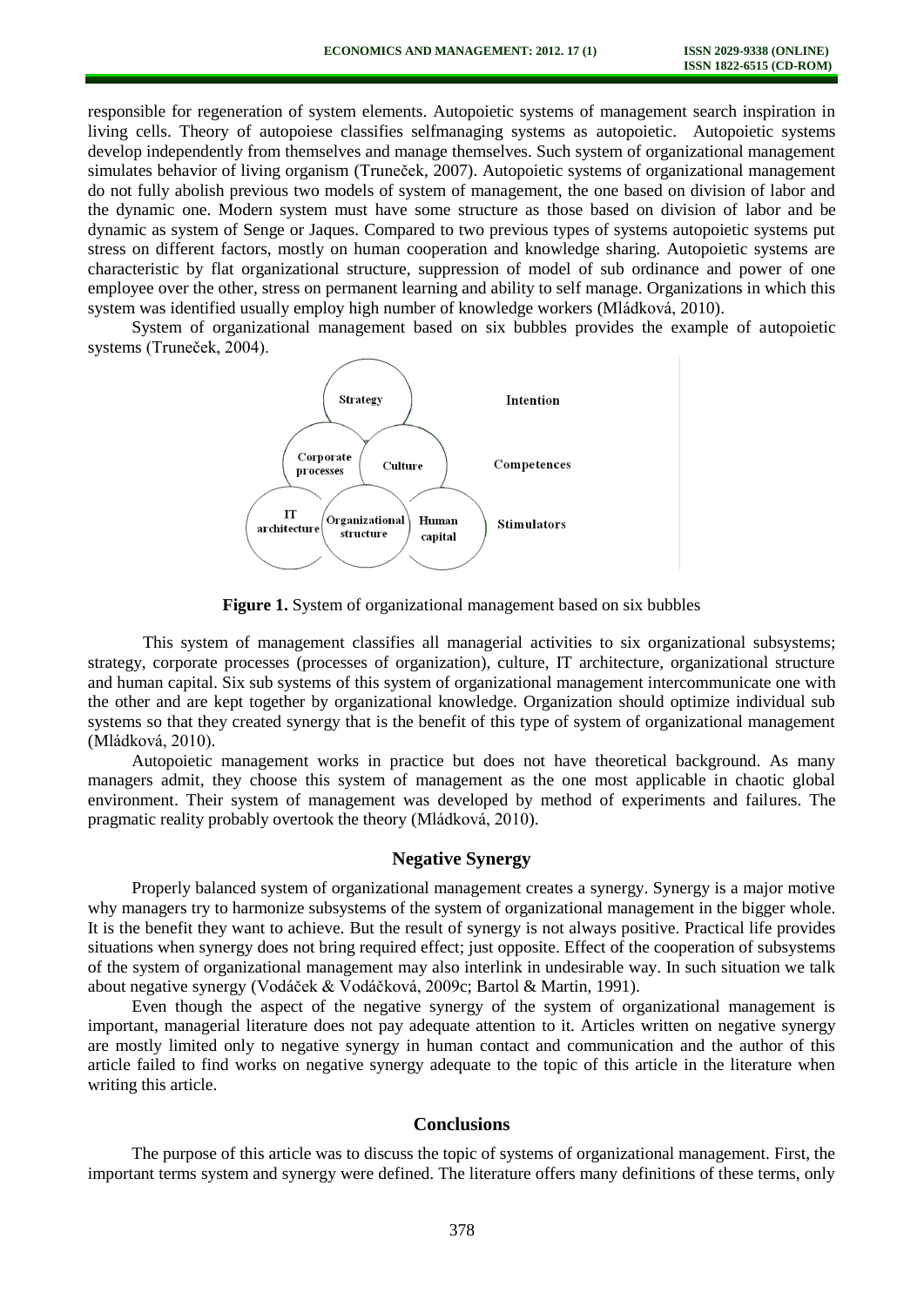responsible for regeneration of system elements. Autopoietic systems of management search inspiration in living cells. Theory of autopoiese classifies selfmanaging systems as autopoietic. Autopoietic systems develop independently from themselves and manage themselves. Such system of organizational management simulates behavior of living organism (Truneček, 2007). Autopoietic systems of organizational management do not fully abolish previous two models of system of management, the one based on division of labor and the dynamic one. Modern system must have some structure as those based on division of labor and be dynamic as system of Senge or Jaques. Compared to two previous types of systems autopoietic systems put stress on different factors, mostly on human cooperation and knowledge sharing. Autopoietic systems are characteristic by flat organizational structure, suppression of model of sub ordinance and power of one employee over the other, stress on permanent learning and ability to self manage. Organizations in which this system was identified usually employ high number of knowledge workers (Mládková, 2010).

System of organizational management based on six bubbles provides the example of autopoietic systems (Truneček, 2004).

Strategy — Intention

Corporate processes, Culture — Competences

IT architecture, Organizational structure, Human capital — Stimulators

**Figure 1.** System of organizational management based on six bubbles

This system of management classifies all managerial activities to six organizational subsystems; strategy, corporate processes (processes of organization), culture, IT architecture, organizational structure and human capital. Six sub systems of this system of organizational management intercommunicate one with the other and are kept together by organizational knowledge. Organization should optimize individual sub systems so that they created synergy that is the benefit of this type of system of organizational management (Mládková, 2010).

Autopoietic management works in practice but does not have theoretical background. As many managers admit, they choose this system of management as the one most applicable in chaotic global environment. Their system of management was developed by method of experiments and failures. The pragmatic reality probably overtook the theory (Mládková, 2010).

## Negative Synergy

Properly balanced system of organizational management creates a synergy. Synergy is a major motive why managers try to harmonize subsystems of the system of organizational management in the bigger whole. It is the benefit they want to achieve. But the result of synergy is not always positive. Practical life provides situations when synergy does not bring required effect; just opposite. Effect of the cooperation of subsystems of the system of organizational management may also interlink in undesirable way. In such situation we talk about negative synergy (Vodáček & Vodáčková, 2009c; Bartol & Martin, 1991).

Even though the aspect of the negative synergy of the system of organizational management is important, managerial literature does not pay adequate attention to it. Articles written on negative synergy are mostly limited only to negative synergy in human contact and communication and the author of this article failed to find works on negative synergy adequate to the topic of this article in the literature when writing this article.

## Conclusions

The purpose of this article was to discuss the topic of systems of organizational management. First, the important terms system and synergy were defined. The literature offers many definitions of these terms, only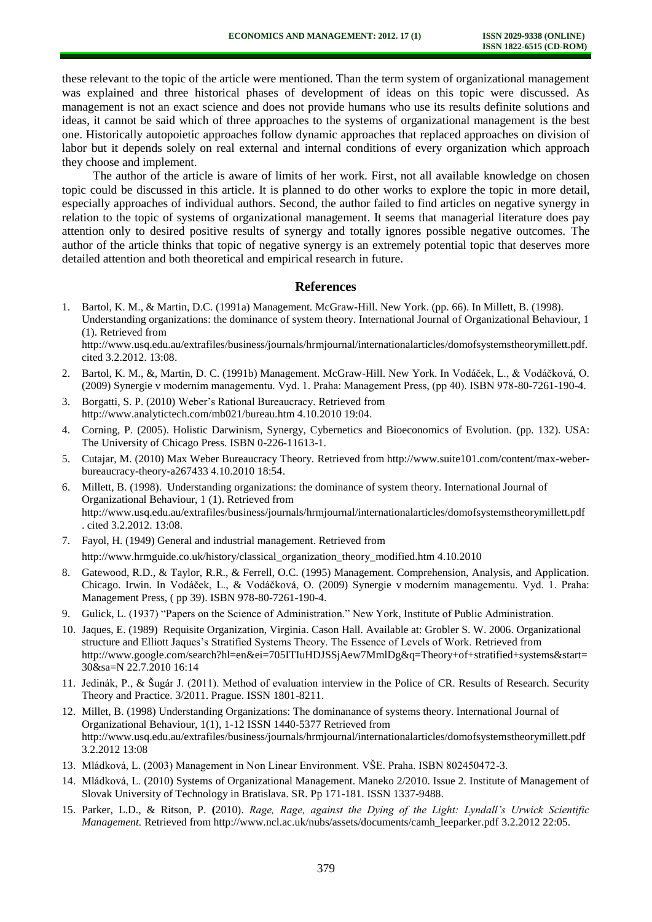these relevant to the topic of the article were mentioned. Than the term system of organizational management was explained and three historical phases of development of ideas on this topic were discussed. As management is not an exact science and does not provide humans who use its results definite solutions and ideas, it cannot be said which of three approaches to the systems of organizational management is the best one. Historically autopoietic approaches follow dynamic approaches that replaced approaches on division of labor but it depends solely on real external and internal conditions of every organization which approach they choose and implement.

The author of the article is aware of limits of her work. First, not all available knowledge on chosen topic could be discussed in this article. It is planned to do other works to explore the topic in more detail, especially approaches of individual authors. Second, the author failed to find articles on negative synergy in relation to the topic of systems of organizational management. It seems that managerial literature does pay attention only to desired positive results of synergy and totally ignores possible negative outcomes. The author of the article thinks that topic of negative synergy is an extremely potential topic that deserves more detailed attention and both theoretical and empirical research in future.

## References

1. Bartol, K. M., & Martin, D.C. (1991a) Management. McGraw-Hill. New York. (pp. 66). In Millett, B. (1998). Understanding organizations: the dominance of system theory. International Journal of Organizational Behaviour, 1 (1). Retrieved from http://www.usq.edu.au/extrafiles/business/journals/hrmjournal/internationalarticles/domofsystemstheorymillett.pdf. cited 3.2.2012. 13:08.
2. Bartol, K. M., &, Martin, D. C. (1991b) Management. McGraw-Hill. New York. In Vodáček, L., & Vodáčková, O. (2009) Synergie v moderním managementu. Vyd. 1. Praha: Management Press, (pp 40). ISBN 978-80-7261-190-4.
3. Borgatti, S. P. (2010) Weber's Rational Bureaucracy. Retrieved from http://www.analytictech.com/mb021/bureau.htm 4.10.2010 19:04.
4. Corning, P. (2005). Holistic Darwinism, Synergy, Cybernetics and Bioeconomics of Evolution. (pp. 132). USA: The University of Chicago Press. ISBN 0-226-11613-1.
5. Cutajar, M. (2010) Max Weber Bureaucracy Theory. Retrieved from http://www.suite101.com/content/max-weber-bureaucracy-theory-a267433 4.10.2010 18:54.
6. Millett, B. (1998). Understanding organizations: the dominance of system theory. International Journal of Organizational Behaviour, 1 (1). Retrieved from http://www.usq.edu.au/extrafiles/business/journals/hrmjournal/internationalarticles/domofsystemstheorymillett.pdf . cited 3.2.2012. 13:08.
7. Fayol, H. (1949) General and industrial management. Retrieved from http://www.hrmguide.co.uk/history/classical_organization_theory_modified.htm 4.10.2010
8. Gatewood, R.D., & Taylor, R.R., & Ferrell, O.C. (1995) Management. Comprehension, Analysis, and Application. Chicago. Irwin. In Vodáček, L., & Vodáčková, O. (2009) Synergie v moderním managementu. Vyd. 1. Praha: Management Press, ( pp 39). ISBN 978-80-7261-190-4.
9. Gulick, L. (1937) "Papers on the Science of Administration." New York, Institute of Public Administration.
10. Jaques, E. (1989) Requisite Organization, Virginia. Cason Hall. Available at: Grobler S. W. 2006. Organizational structure and Elliott Jaques's Stratified Systems Theory. The Essence of Levels of Work. Retrieved from http://www.google.com/search?hl=en&ei=705ITIuHDJSSjAew7MmlDg&q=Theory+of+stratified+systems&start=30&sa=N 22.7.2010 16:14
11. Jedinák, P., & Šugár J. (2011). Method of evaluation interview in the Police of CR. Results of Research. Security Theory and Practice. 3/2011. Prague. ISSN 1801-8211.
12. Millet, B. (1998) Understanding Organizations: The dominanance of systems theory. International Journal of Organizational Behaviour, 1(1), 1-12 ISSN 1440-5377 Retrieved from http://www.usq.edu.au/extrafiles/business/journals/hrmjournal/internationalarticles/domofsystemstheorymillett.pdf 3.2.2012 13:08
13. Mládková, L. (2003) Management in Non Linear Environment. VŠE. Praha. ISBN 802450472-3.
14. Mládková, L. (2010) Systems of Organizational Management. Maneko 2/2010. Issue 2. Institute of Management of Slovak University of Technology in Bratislava. SR. Pp 171-181. ISSN 1337-9488.
15. Parker, L.D., & Ritson, P. **(**2010). *Rage, Rage, against the Dying of the Light: Lyndall's Urwick Scientific Management.* Retrieved from http://www.ncl.ac.uk/nubs/assets/documents/camh_leeparker.pdf 3.2.2012 22:05.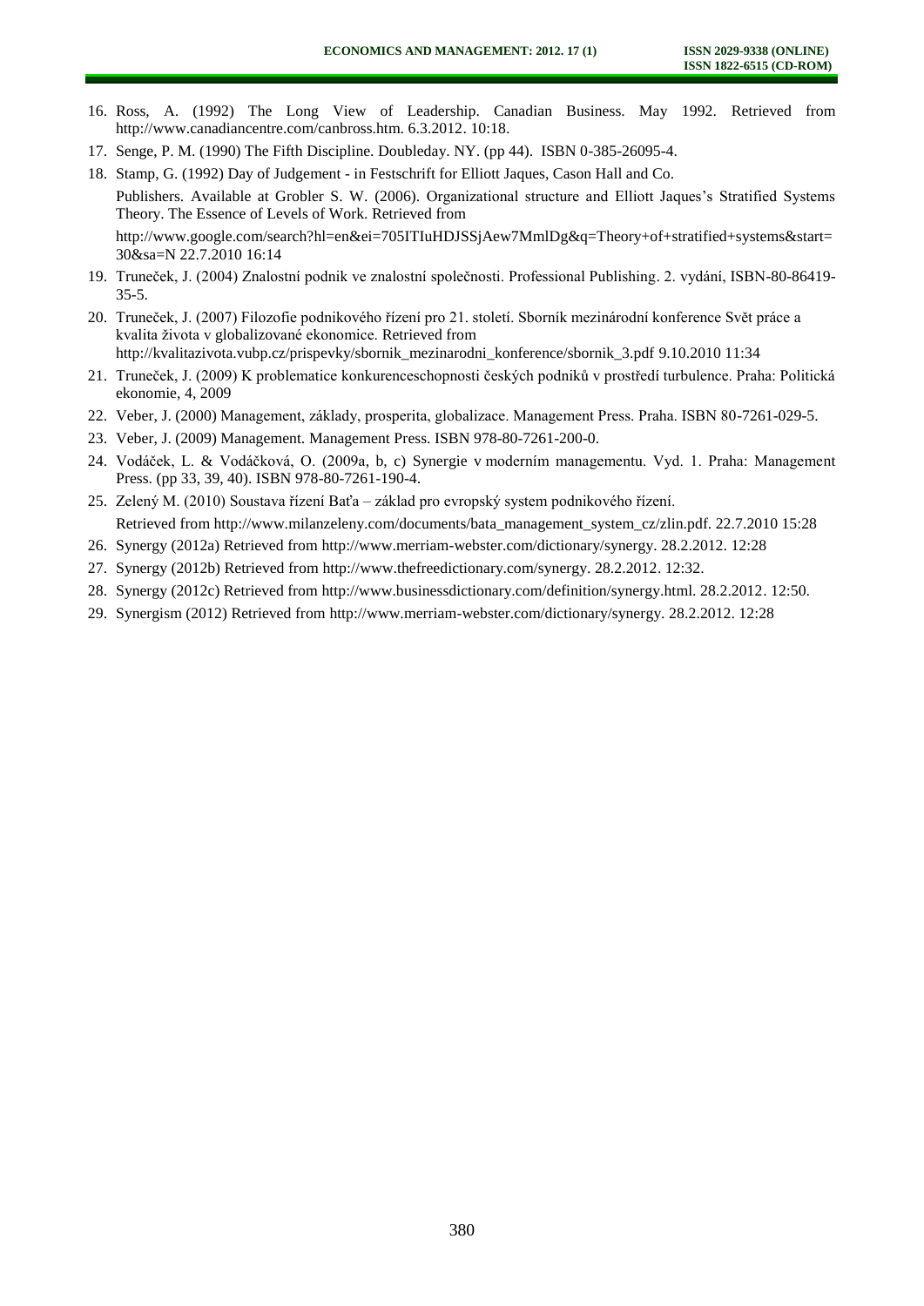16. Ross, A. (1992) The Long View of Leadership. Canadian Business. May 1992. Retrieved from http://www.canadiancentre.com/canbross.htm. 6.3.2012. 10:18.
17. Senge, P. M. (1990) The Fifth Discipline. Doubleday. NY. (pp 44). ISBN 0-385-26095-4.
18. Stamp, G. (1992) Day of Judgement - in Festschrift for Elliott Jaques, Cason Hall and Co.

    Publishers. Available at Grobler S. W. (2006). Organizational structure and Elliott Jaques's Stratified Systems Theory. The Essence of Levels of Work. Retrieved from

    http://www.google.com/search?hl=en&ei=705ITIuHDJSSjAew7MmlDg&q=Theory+of+stratified+systems&start=30&sa=N 22.7.2010 16:14
19. Truneček, J. (2004) Znalostní podnik ve znalostní společnosti. Professional Publishing. 2. vydání, ISBN-80-86419-35-5.
20. Truneček, J. (2007) Filozofie podnikového řízení pro 21. století. Sborník mezinárodní konference Svět práce a kvalita života v globalizované ekonomice. Retrieved from http://kvalitazivota.vubp.cz/prispevky/sbornik_mezinarodni_konference/sbornik_3.pdf 9.10.2010 11:34
21. Truneček, J. (2009) K problematice konkurenceschopnosti českých podniků v prostředí turbulence. Praha: Politická ekonomie, 4, 2009
22. Veber, J. (2000) Management, základy, prosperita, globalizace. Management Press. Praha. ISBN 80-7261-029-5.
23. Veber, J. (2009) Management. Management Press. ISBN 978-80-7261-200-0.
24. Vodáček, L. & Vodáčková, O. (2009a, b, c) Synergie v moderním managementu. Vyd. 1. Praha: Management Press. (pp 33, 39, 40). ISBN 978-80-7261-190-4.
25. Zelený M. (2010) Soustava řízení Baťa – základ pro evropský system podnikového řízení.

    Retrieved from http://www.milanzeleny.com/documents/bata_management_system_cz/zlin.pdf. 22.7.2010 15:28
26. Synergy (2012a) Retrieved from http://www.merriam-webster.com/dictionary/synergy. 28.2.2012. 12:28
27. Synergy (2012b) Retrieved from http://www.thefreedictionary.com/synergy. 28.2.2012. 12:32.
28. Synergy (2012c) Retrieved from http://www.businessdictionary.com/definition/synergy.html. 28.2.2012. 12:50.
29. Synergism (2012) Retrieved from http://www.merriam-webster.com/dictionary/synergy. 28.2.2012. 12:28